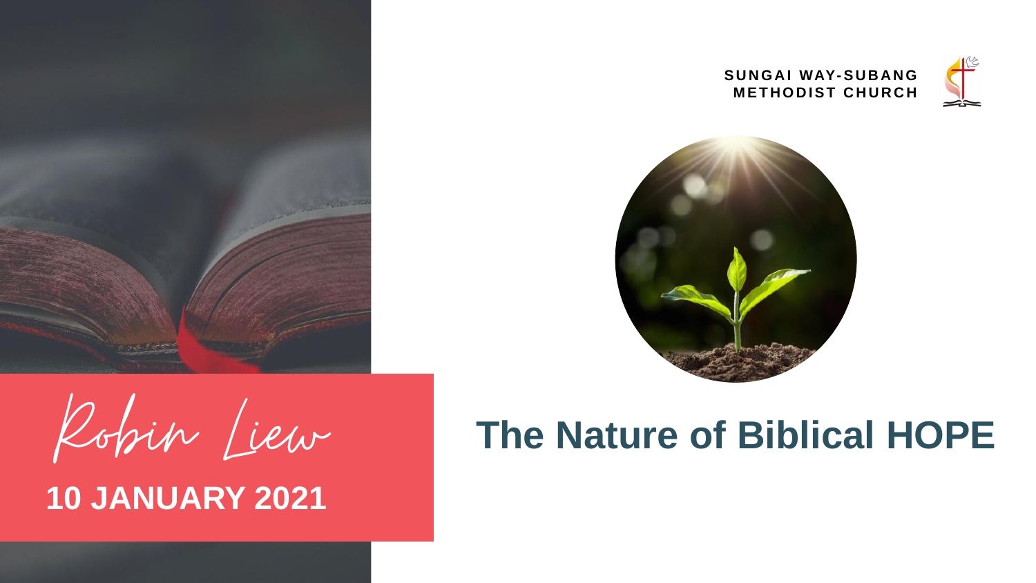SUNGAI WAY-SUBANG METHODIST CHURCH

# The Nature of Biblical HOPE

Robin Liew

**10 JANUARY 2021**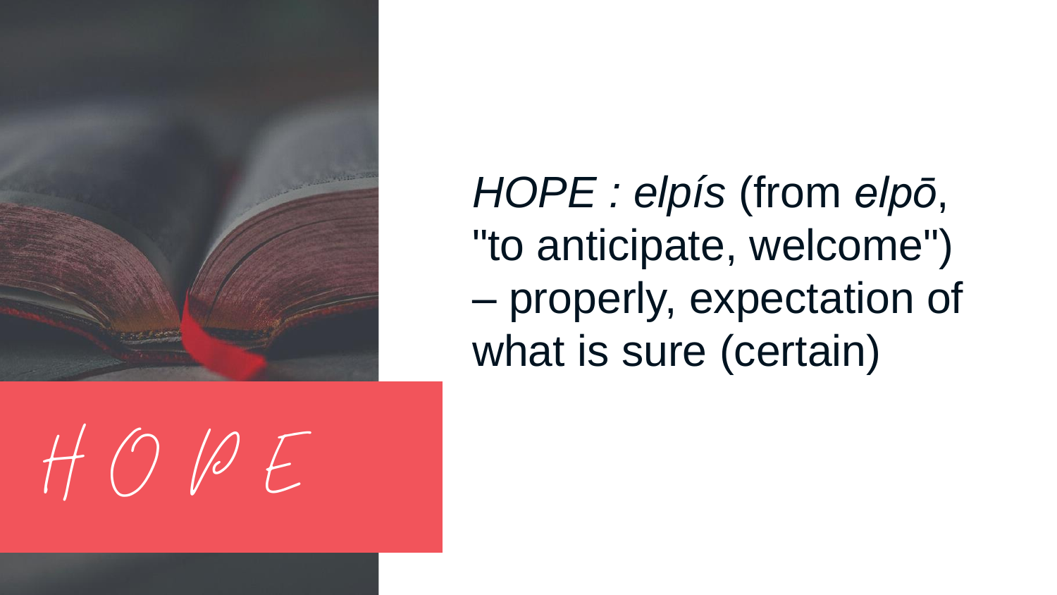# HOPE

*HOPE : elpís* (from *elpō*, "to anticipate, welcome") – properly, expectation of what is sure (certain)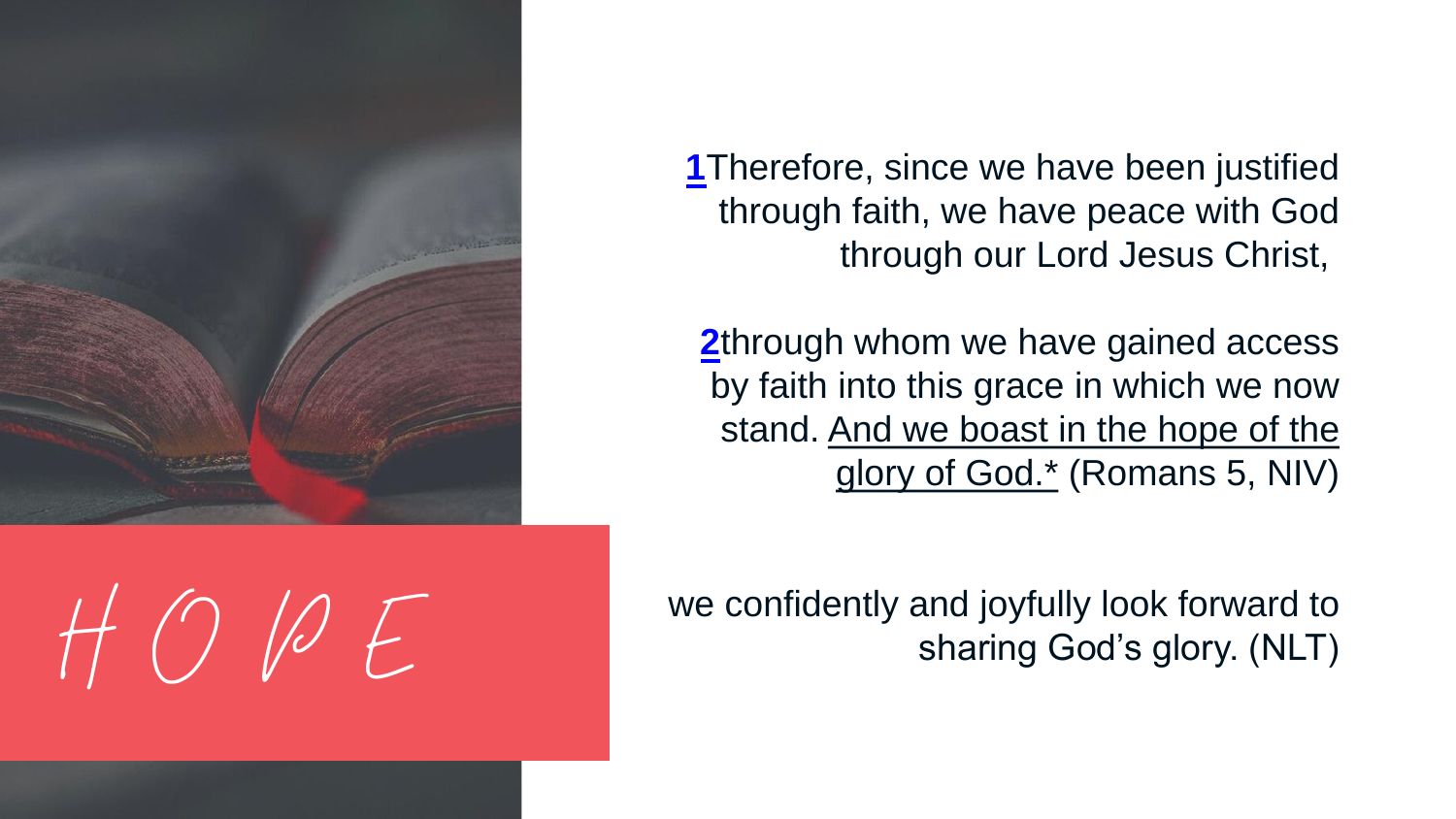# HOPE

**1**Therefore, since we have been justified through faith, we have peace with God through our Lord Jesus Christ,

**2**through whom we have gained access by faith into this grace in which we now stand. <u>And we boast in the hope of the glory of God.*</u> (Romans 5, NIV)

we confidently and joyfully look forward to sharing God's glory. (NLT)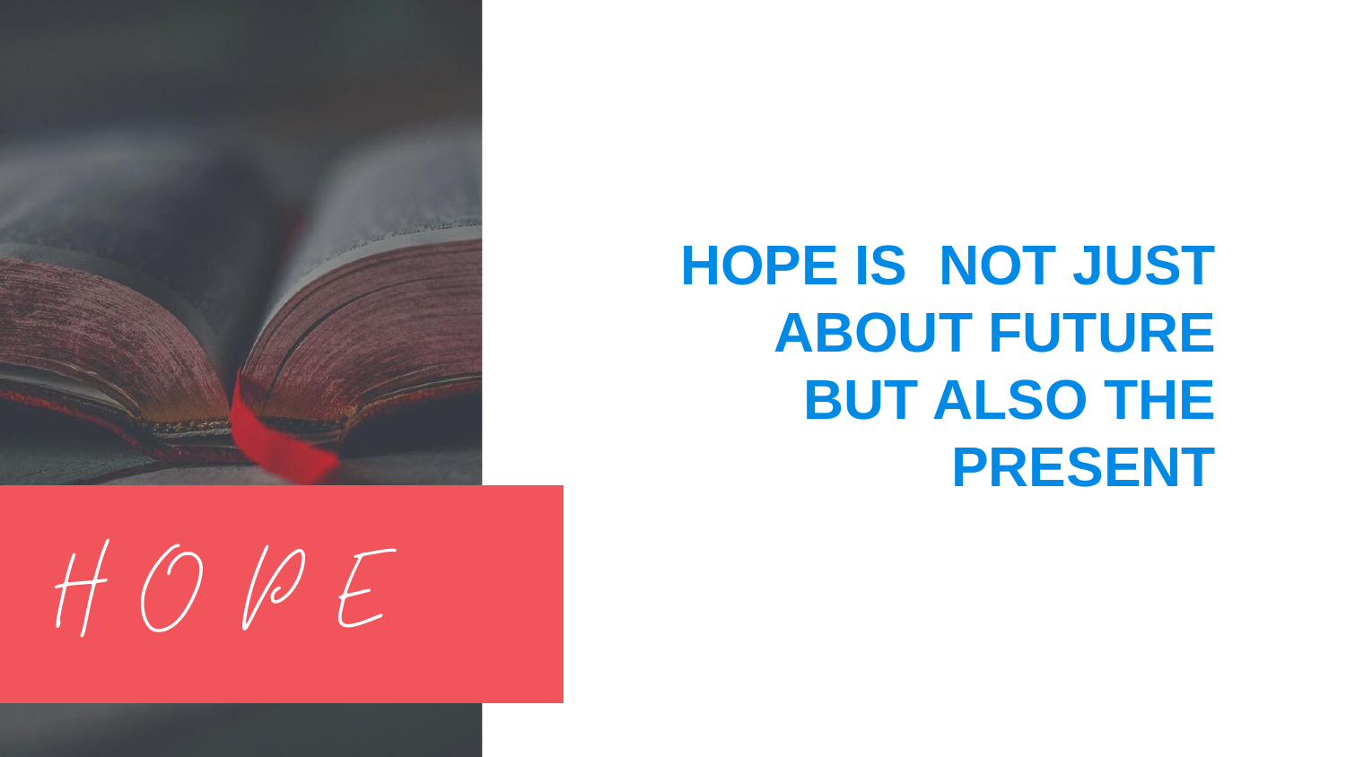HOPE

**HOPE IS NOT JUST ABOUT FUTURE BUT ALSO THE PRESENT**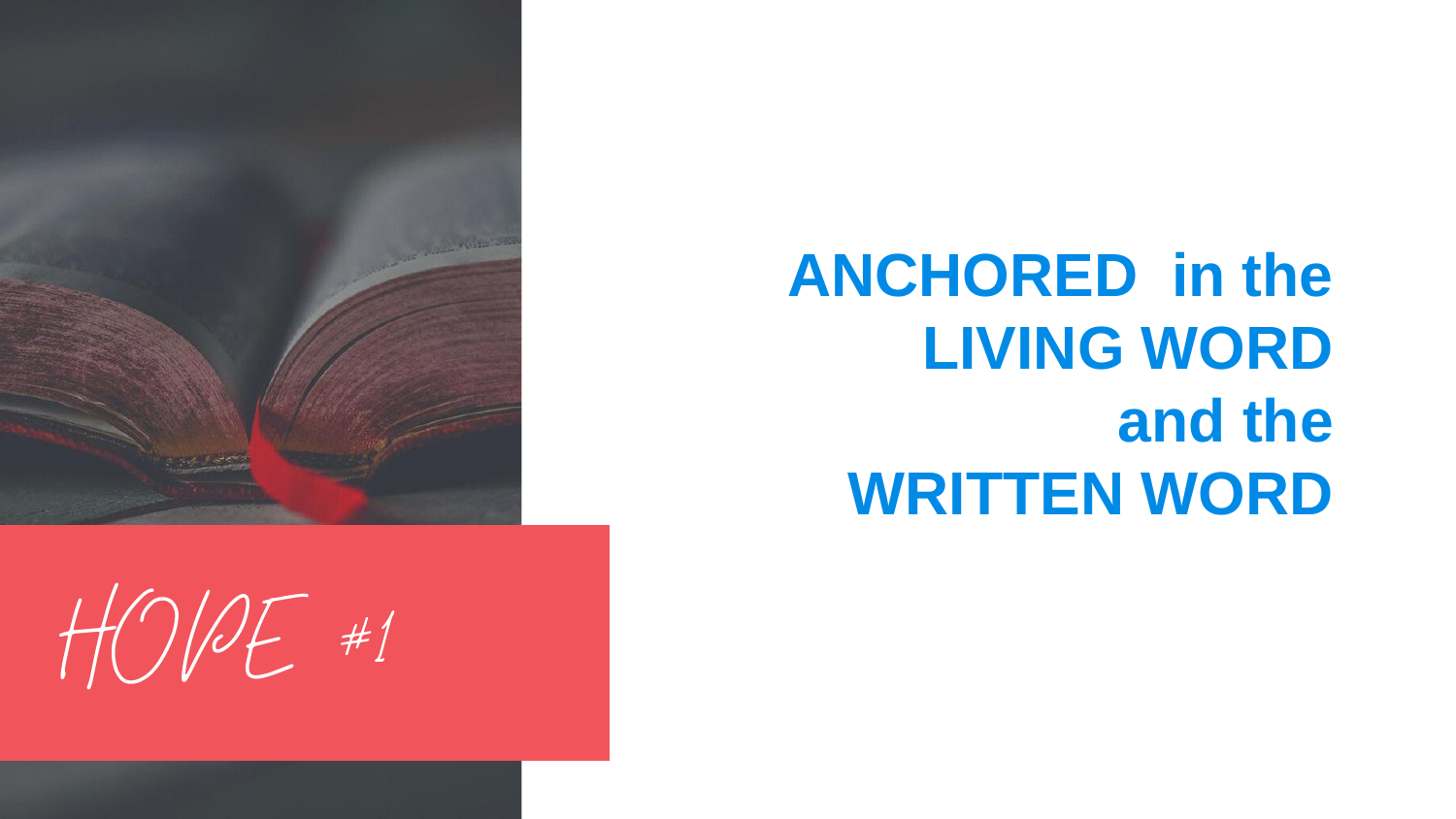HOPE #1

# ANCHORED in the LIVING WORD and the WRITTEN WORD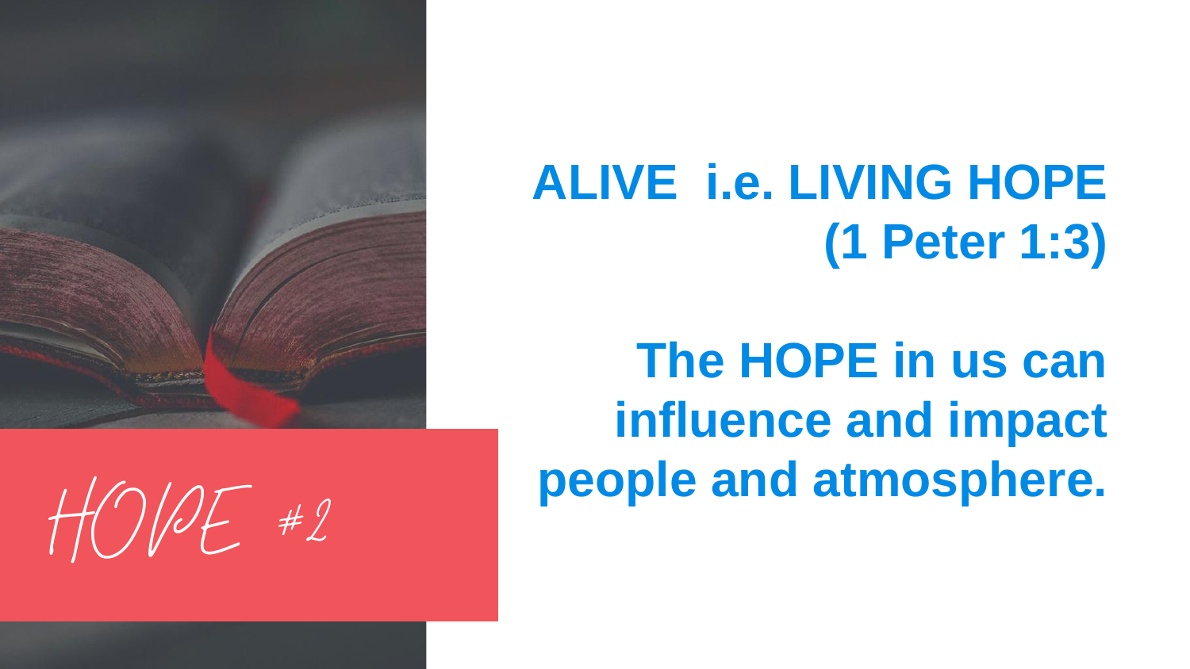HOPE #2

## ALIVE i.e. LIVING HOPE (1 Peter 1:3)

**The HOPE in us can influence and impact people and atmosphere.**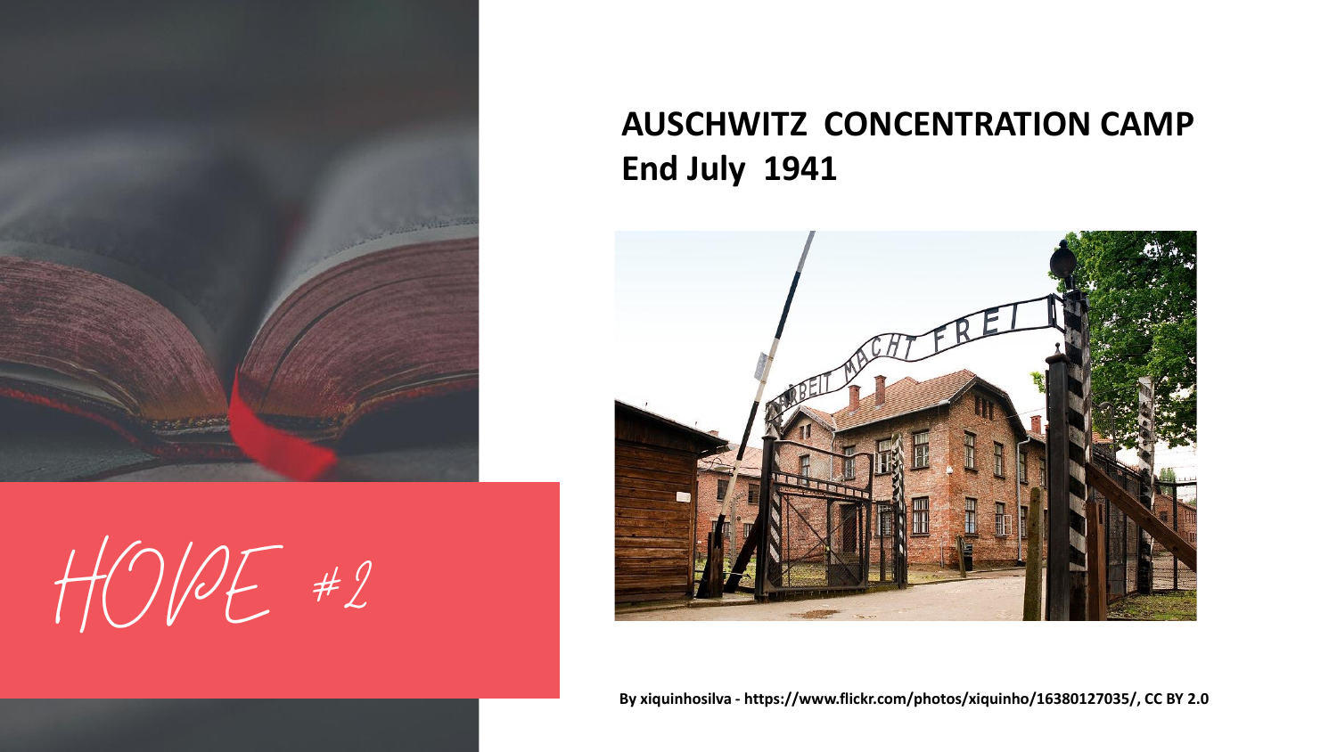# HOPE #2

## AUSCHWITZ CONCENTRATION CAMP
## End July 1941

**By xiquinhosilva - https://www.flickr.com/photos/xiquinho/16380127035/, CC BY 2.0**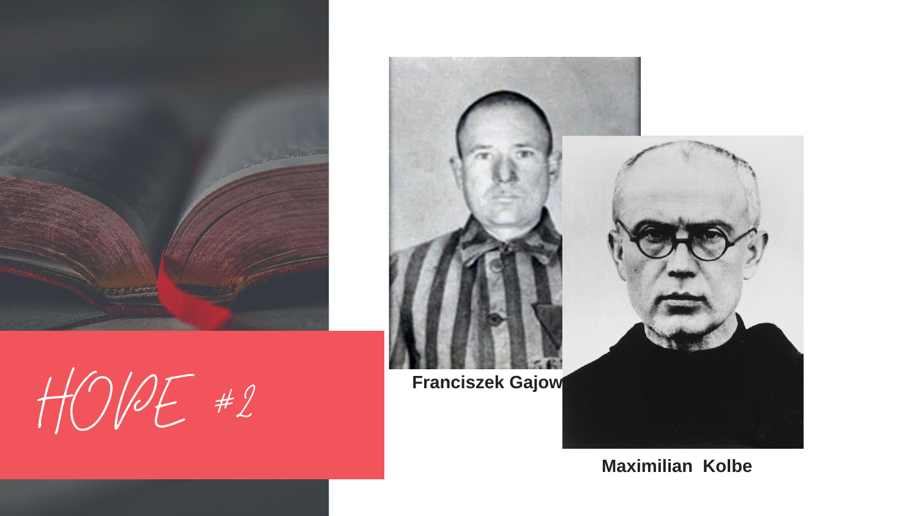# HOPE #2

Franciszek Gajow

Maximilian Kolbe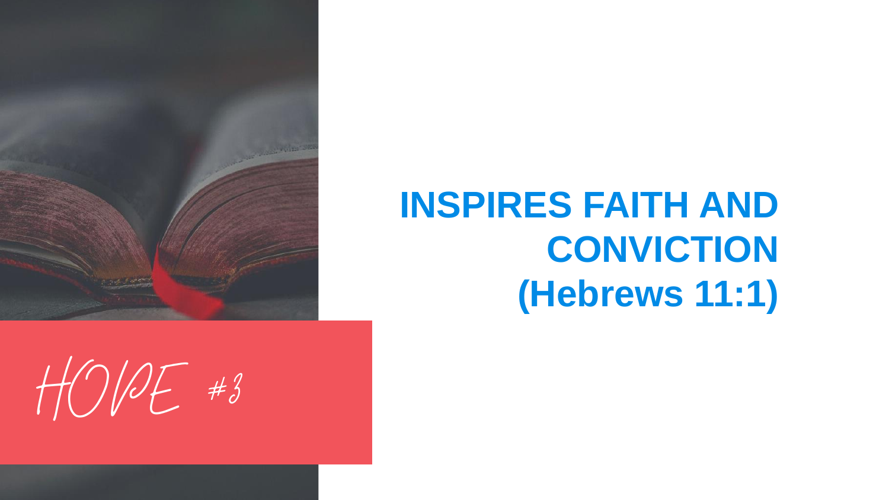HOPE #3

# INSPIRES FAITH AND CONVICTION (Hebrews 11:1)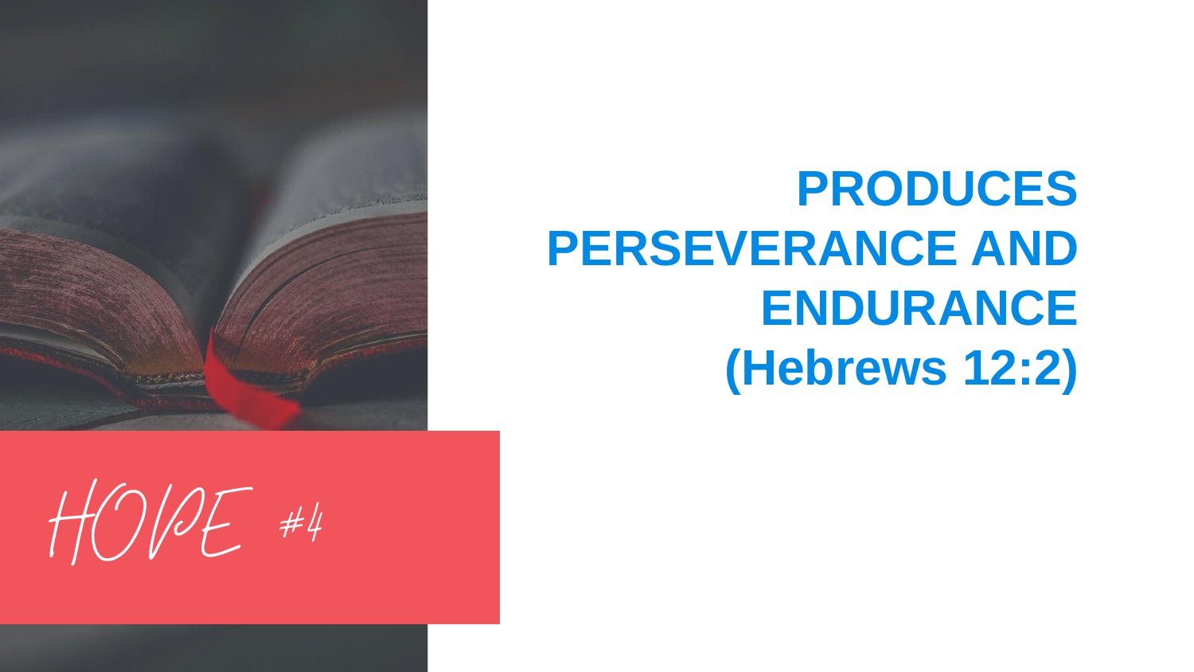HOPE #4

# PRODUCES PERSEVERANCE AND ENDURANCE (Hebrews 12:2)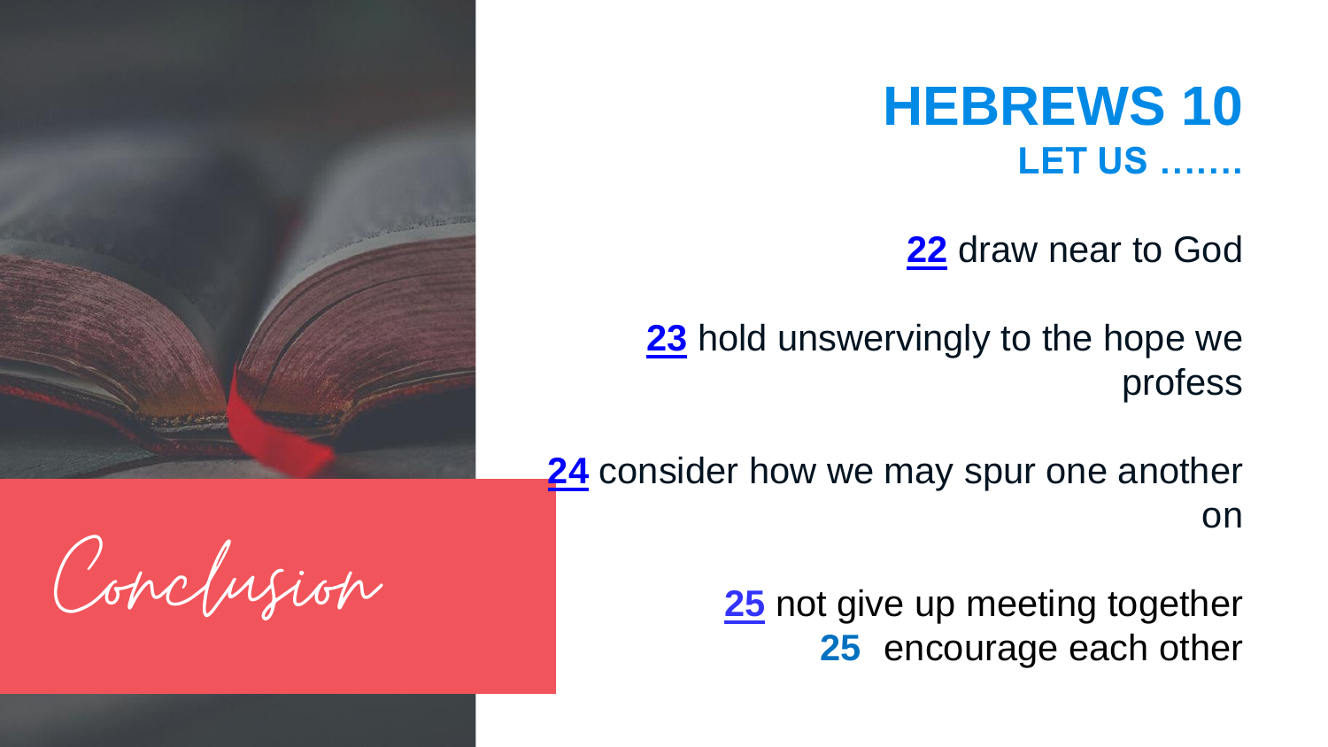# HEBREWS 10

## LET US .......

**22** draw near to God

**23** hold unswervingly to the hope we profess

**24** consider how we may spur one another on

**25** not give up meeting together
**25** encourage each other

Conclusion